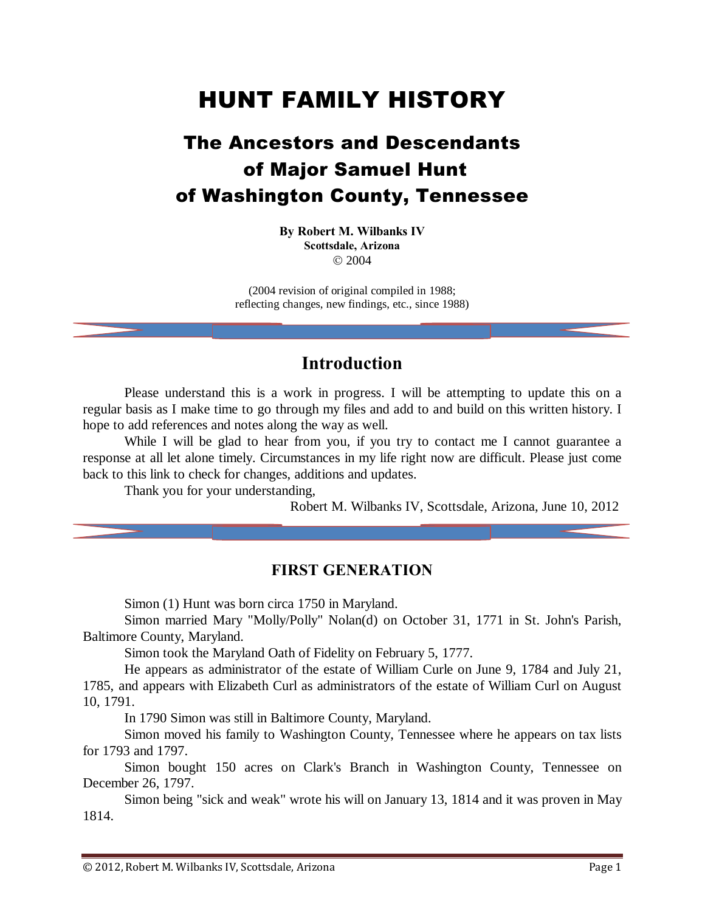# HUNT FAMILY HISTORY

## The Ancestors and Descendants of Major Samuel Hunt of Washington County, Tennessee

**By Robert M. Wilbanks IV**
**Scottsdale, Arizona**
© 2004

(2004 revision of original compiled in 1988;
reflecting changes, new findings, etc., since 1988)

## Introduction

Please understand this is a work in progress. I will be attempting to update this on a regular basis as I make time to go through my files and add to and build on this written history. I hope to add references and notes along the way as well.

While I will be glad to hear from you, if you try to contact me I cannot guarantee a response at all let alone timely. Circumstances in my life right now are difficult. Please just come back to this link to check for changes, additions and updates.

Thank you for your understanding,

Robert M. Wilbanks IV, Scottsdale, Arizona, June 10, 2012

### FIRST GENERATION

Simon (1) Hunt was born circa 1750 in Maryland.

Simon married Mary "Molly/Polly" Nolan(d) on October 31, 1771 in St. John's Parish, Baltimore County, Maryland.

Simon took the Maryland Oath of Fidelity on February 5, 1777.

He appears as administrator of the estate of William Curle on June 9, 1784 and July 21, 1785, and appears with Elizabeth Curl as administrators of the estate of William Curl on August 10, 1791.

In 1790 Simon was still in Baltimore County, Maryland.

Simon moved his family to Washington County, Tennessee where he appears on tax lists for 1793 and 1797.

Simon bought 150 acres on Clark's Branch in Washington County, Tennessee on December 26, 1797.

Simon being "sick and weak" wrote his will on January 13, 1814 and it was proven in May 1814.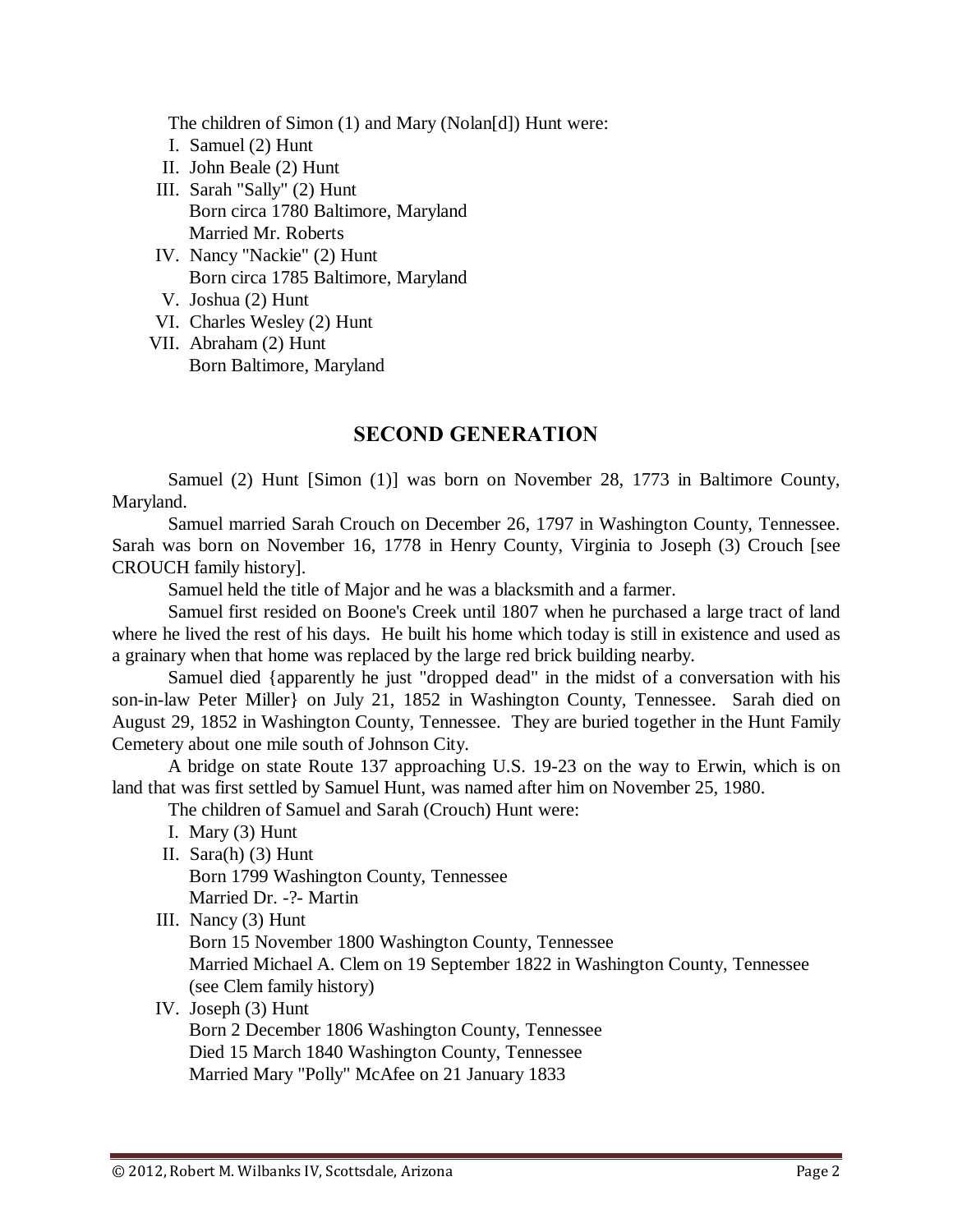The children of Simon (1) and Mary (Nolan[d]) Hunt were:

I. Samuel (2) Hunt

II. John Beale (2) Hunt

III. Sarah "Sally" (2) Hunt
   Born circa 1780 Baltimore, Maryland
   Married Mr. Roberts

IV. Nancy "Nackie" (2) Hunt
   Born circa 1785 Baltimore, Maryland

V. Joshua (2) Hunt

VI. Charles Wesley (2) Hunt

VII. Abraham (2) Hunt
   Born Baltimore, Maryland

## SECOND GENERATION

Samuel (2) Hunt [Simon (1)] was born on November 28, 1773 in Baltimore County, Maryland.

Samuel married Sarah Crouch on December 26, 1797 in Washington County, Tennessee. Sarah was born on November 16, 1778 in Henry County, Virginia to Joseph (3) Crouch [see CROUCH family history].

Samuel held the title of Major and he was a blacksmith and a farmer.

Samuel first resided on Boone's Creek until 1807 when he purchased a large tract of land where he lived the rest of his days. He built his home which today is still in existence and used as a grainary when that home was replaced by the large red brick building nearby.

Samuel died {apparently he just "dropped dead" in the midst of a conversation with his son-in-law Peter Miller} on July 21, 1852 in Washington County, Tennessee. Sarah died on August 29, 1852 in Washington County, Tennessee. They are buried together in the Hunt Family Cemetery about one mile south of Johnson City.

A bridge on state Route 137 approaching U.S. 19-23 on the way to Erwin, which is on land that was first settled by Samuel Hunt, was named after him on November 25, 1980.

The children of Samuel and Sarah (Crouch) Hunt were:

I. Mary (3) Hunt

II. Sara(h) (3) Hunt
   Born 1799 Washington County, Tennessee
   Married Dr. -?- Martin

III. Nancy (3) Hunt
   Born 15 November 1800 Washington County, Tennessee
   Married Michael A. Clem on 19 September 1822 in Washington County, Tennessee
   (see Clem family history)

IV. Joseph (3) Hunt
   Born 2 December 1806 Washington County, Tennessee
   Died 15 March 1840 Washington County, Tennessee
   Married Mary "Polly" McAfee on 21 January 1833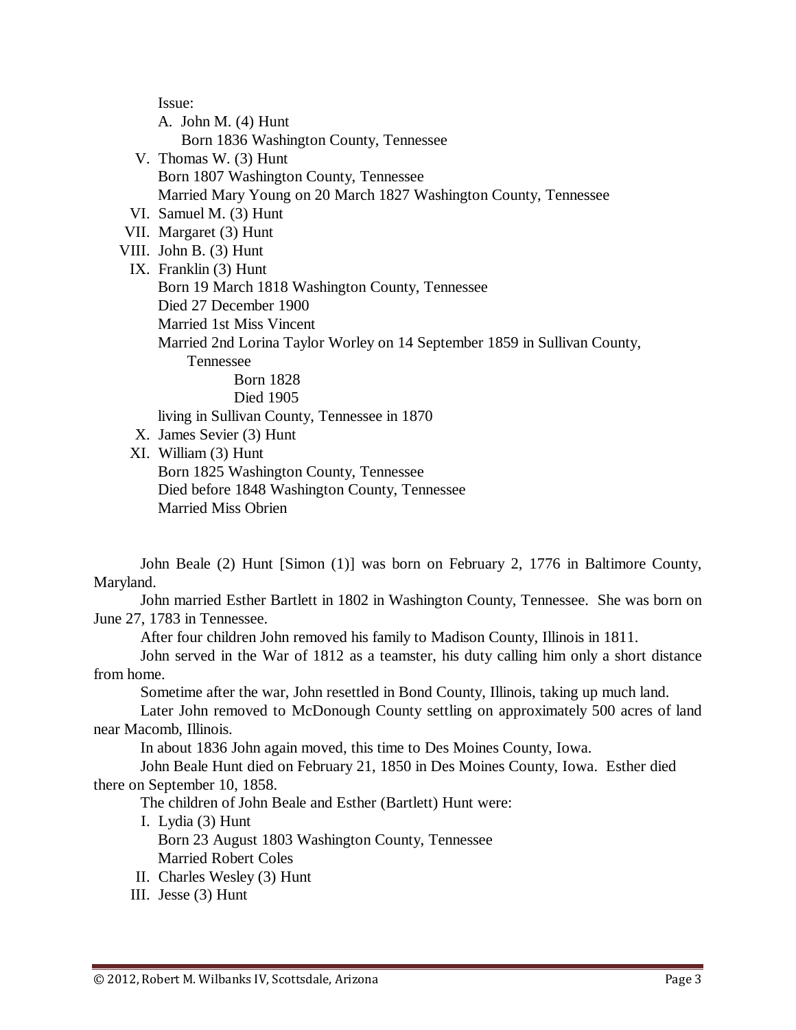Issue:

A. John M. (4) Hunt
   Born 1836 Washington County, Tennessee

V. Thomas W. (3) Hunt
   Born 1807 Washington County, Tennessee
   Married Mary Young on 20 March 1827 Washington County, Tennessee

VI. Samuel M. (3) Hunt

VII. Margaret (3) Hunt

VIII. John B. (3) Hunt

IX. Franklin (3) Hunt
   Born 19 March 1818 Washington County, Tennessee
   Died 27 December 1900
   Married 1st Miss Vincent
   Married 2nd Lorina Taylor Worley on 14 September 1859 in Sullivan County, Tennessee
      Born 1828
      Died 1905
   living in Sullivan County, Tennessee in 1870

X. James Sevier (3) Hunt

XI. William (3) Hunt
   Born 1825 Washington County, Tennessee
   Died before 1848 Washington County, Tennessee
   Married Miss Obrien

John Beale (2) Hunt [Simon (1)] was born on February 2, 1776 in Baltimore County, Maryland.

John married Esther Bartlett in 1802 in Washington County, Tennessee. She was born on June 27, 1783 in Tennessee.

After four children John removed his family to Madison County, Illinois in 1811.

John served in the War of 1812 as a teamster, his duty calling him only a short distance from home.

Sometime after the war, John resettled in Bond County, Illinois, taking up much land.

Later John removed to McDonough County settling on approximately 500 acres of land near Macomb, Illinois.

In about 1836 John again moved, this time to Des Moines County, Iowa.

John Beale Hunt died on February 21, 1850 in Des Moines County, Iowa. Esther died there on September 10, 1858.

The children of John Beale and Esther (Bartlett) Hunt were:

I. Lydia (3) Hunt
   Born 23 August 1803 Washington County, Tennessee
   Married Robert Coles

II. Charles Wesley (3) Hunt

III. Jesse (3) Hunt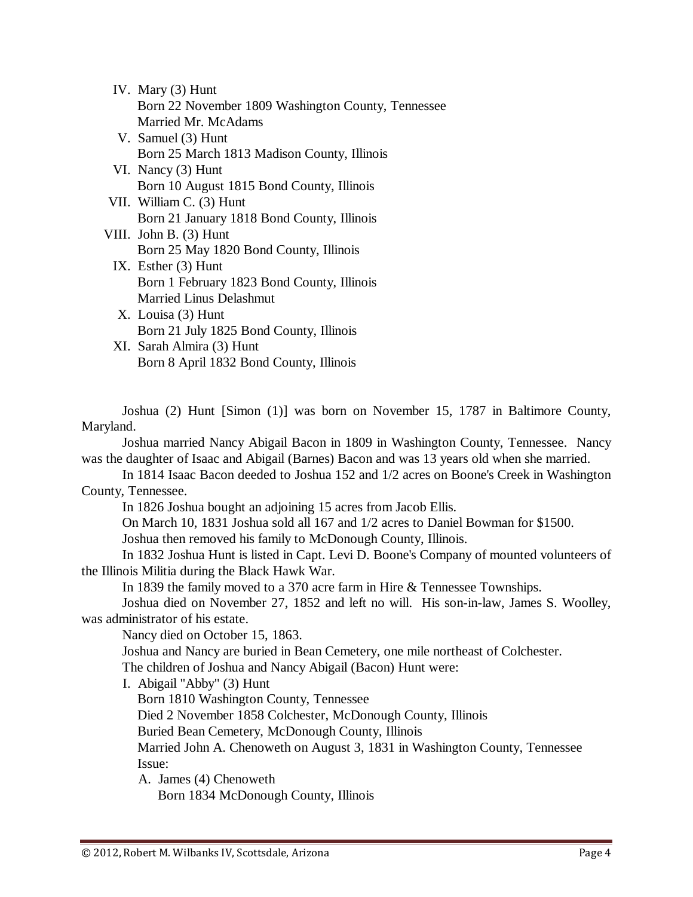IV. Mary (3) Hunt
  Born 22 November 1809 Washington County, Tennessee
  Married Mr. McAdams

V. Samuel (3) Hunt
  Born 25 March 1813 Madison County, Illinois

VI. Nancy (3) Hunt
  Born 10 August 1815 Bond County, Illinois

VII. William C. (3) Hunt
  Born 21 January 1818 Bond County, Illinois

VIII. John B. (3) Hunt
  Born 25 May 1820 Bond County, Illinois

IX. Esther (3) Hunt
  Born 1 February 1823 Bond County, Illinois
  Married Linus Delashmut

X. Louisa (3) Hunt
  Born 21 July 1825 Bond County, Illinois

XI. Sarah Almira (3) Hunt
  Born 8 April 1832 Bond County, Illinois

Joshua (2) Hunt [Simon (1)] was born on November 15, 1787 in Baltimore County, Maryland.

Joshua married Nancy Abigail Bacon in 1809 in Washington County, Tennessee. Nancy was the daughter of Isaac and Abigail (Barnes) Bacon and was 13 years old when she married.

In 1814 Isaac Bacon deeded to Joshua 152 and 1/2 acres on Boone's Creek in Washington County, Tennessee.

In 1826 Joshua bought an adjoining 15 acres from Jacob Ellis.

On March 10, 1831 Joshua sold all 167 and 1/2 acres to Daniel Bowman for $1500.

Joshua then removed his family to McDonough County, Illinois.

In 1832 Joshua Hunt is listed in Capt. Levi D. Boone's Company of mounted volunteers of the Illinois Militia during the Black Hawk War.

In 1839 the family moved to a 370 acre farm in Hire & Tennessee Townships.

Joshua died on November 27, 1852 and left no will. His son-in-law, James S. Woolley, was administrator of his estate.

Nancy died on October 15, 1863.

Joshua and Nancy are buried in Bean Cemetery, one mile northeast of Colchester.

The children of Joshua and Nancy Abigail (Bacon) Hunt were:

I. Abigail "Abby" (3) Hunt
  Born 1810 Washington County, Tennessee
  Died 2 November 1858 Colchester, McDonough County, Illinois
  Buried Bean Cemetery, McDonough County, Illinois
  Married John A. Chenoweth on August 3, 1831 in Washington County, Tennessee
  Issue:

  A. James (4) Chenoweth
    Born 1834 McDonough County, Illinois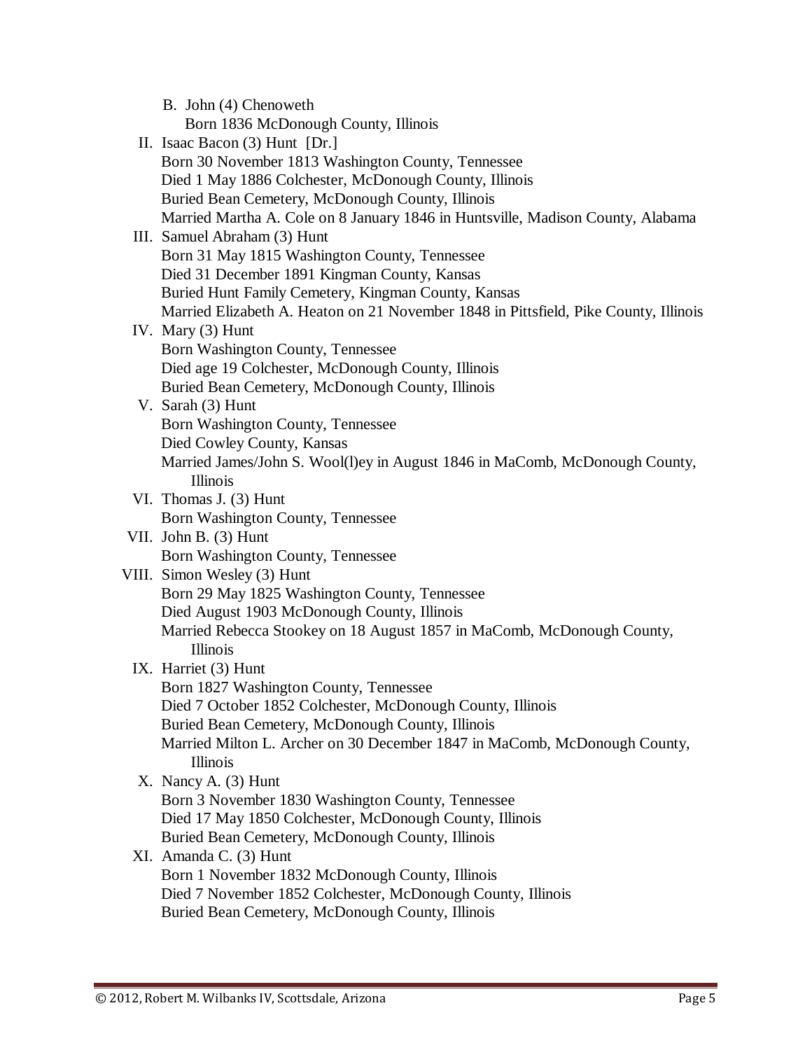B. John (4) Chenoweth
   Born 1836 McDonough County, Illinois

II. Isaac Bacon (3) Hunt [Dr.]
   Born 30 November 1813 Washington County, Tennessee
   Died 1 May 1886 Colchester, McDonough County, Illinois
   Buried Bean Cemetery, McDonough County, Illinois
   Married Martha A. Cole on 8 January 1846 in Huntsville, Madison County, Alabama

III. Samuel Abraham (3) Hunt
   Born 31 May 1815 Washington County, Tennessee
   Died 31 December 1891 Kingman County, Kansas
   Buried Hunt Family Cemetery, Kingman County, Kansas
   Married Elizabeth A. Heaton on 21 November 1848 in Pittsfield, Pike County, Illinois

IV. Mary (3) Hunt
   Born Washington County, Tennessee
   Died age 19 Colchester, McDonough County, Illinois
   Buried Bean Cemetery, McDonough County, Illinois

V. Sarah (3) Hunt
   Born Washington County, Tennessee
   Died Cowley County, Kansas
   Married James/John S. Wool(l)ey in August 1846 in MaComb, McDonough County, Illinois

VI. Thomas J. (3) Hunt
   Born Washington County, Tennessee

VII. John B. (3) Hunt
   Born Washington County, Tennessee

VIII. Simon Wesley (3) Hunt
   Born 29 May 1825 Washington County, Tennessee
   Died August 1903 McDonough County, Illinois
   Married Rebecca Stookey on 18 August 1857 in MaComb, McDonough County, Illinois

IX. Harriet (3) Hunt
   Born 1827 Washington County, Tennessee
   Died 7 October 1852 Colchester, McDonough County, Illinois
   Buried Bean Cemetery, McDonough County, Illinois
   Married Milton L. Archer on 30 December 1847 in MaComb, McDonough County, Illinois

X. Nancy A. (3) Hunt
   Born 3 November 1830 Washington County, Tennessee
   Died 17 May 1850 Colchester, McDonough County, Illinois
   Buried Bean Cemetery, McDonough County, Illinois

XI. Amanda C. (3) Hunt
   Born 1 November 1832 McDonough County, Illinois
   Died 7 November 1852 Colchester, McDonough County, Illinois
   Buried Bean Cemetery, McDonough County, Illinois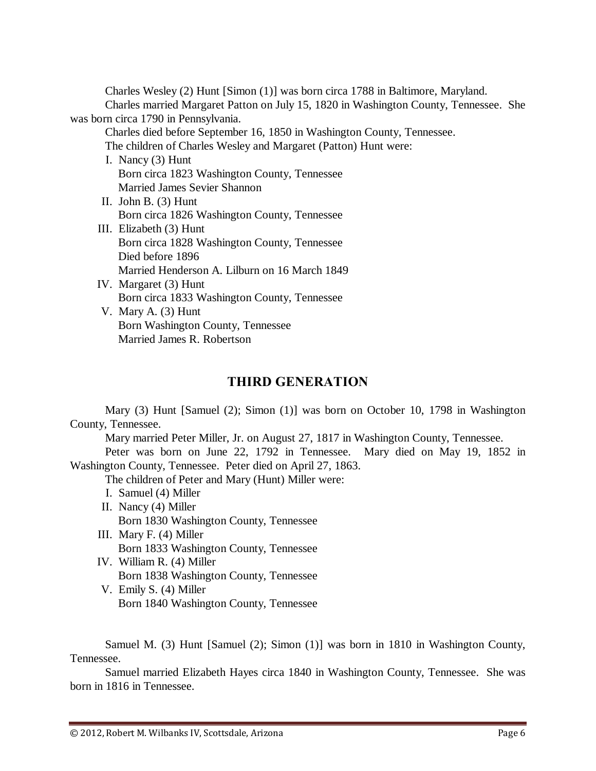Charles Wesley (2) Hunt [Simon (1)] was born circa 1788 in Baltimore, Maryland.

Charles married Margaret Patton on July 15, 1820 in Washington County, Tennessee. She was born circa 1790 in Pennsylvania.

Charles died before September 16, 1850 in Washington County, Tennessee.

The children of Charles Wesley and Margaret (Patton) Hunt were:

I. Nancy (3) Hunt
   Born circa 1823 Washington County, Tennessee
   Married James Sevier Shannon

II. John B. (3) Hunt
   Born circa 1826 Washington County, Tennessee

III. Elizabeth (3) Hunt
   Born circa 1828 Washington County, Tennessee
   Died before 1896
   Married Henderson A. Lilburn on 16 March 1849

IV. Margaret (3) Hunt
   Born circa 1833 Washington County, Tennessee

V. Mary A. (3) Hunt
   Born Washington County, Tennessee
   Married James R. Robertson

## THIRD GENERATION

Mary (3) Hunt [Samuel (2); Simon (1)] was born on October 10, 1798 in Washington County, Tennessee.

Mary married Peter Miller, Jr. on August 27, 1817 in Washington County, Tennessee.

Peter was born on June 22, 1792 in Tennessee. Mary died on May 19, 1852 in Washington County, Tennessee. Peter died on April 27, 1863.

The children of Peter and Mary (Hunt) Miller were:

I. Samuel (4) Miller

II. Nancy (4) Miller
   Born 1830 Washington County, Tennessee

III. Mary F. (4) Miller
   Born 1833 Washington County, Tennessee

IV. William R. (4) Miller
   Born 1838 Washington County, Tennessee

V. Emily S. (4) Miller
   Born 1840 Washington County, Tennessee

Samuel M. (3) Hunt [Samuel (2); Simon (1)] was born in 1810 in Washington County, Tennessee.

Samuel married Elizabeth Hayes circa 1840 in Washington County, Tennessee. She was born in 1816 in Tennessee.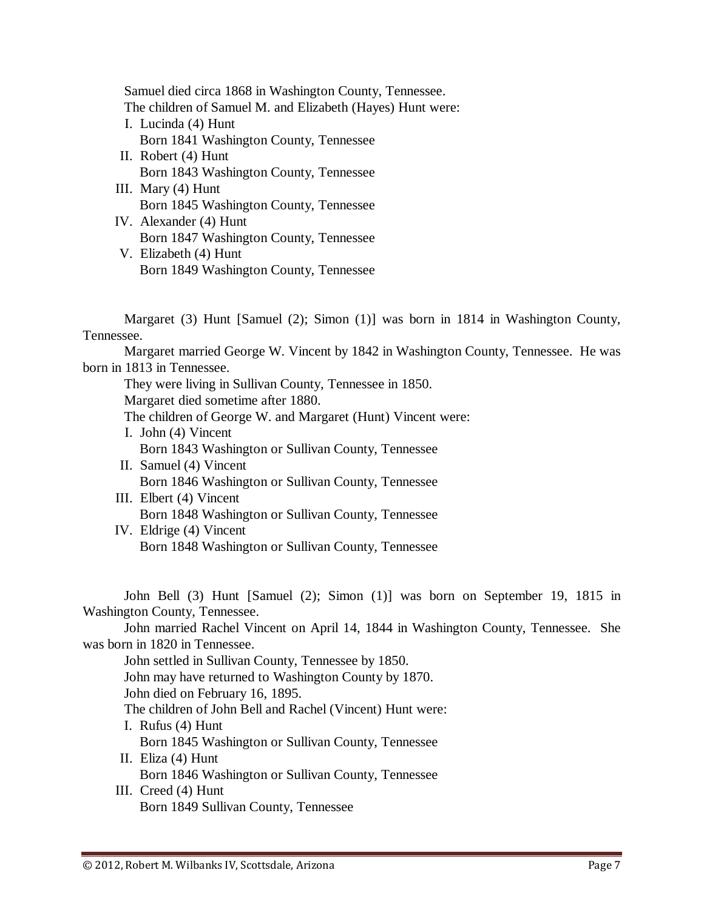Samuel died circa 1868 in Washington County, Tennessee.

The children of Samuel M. and Elizabeth (Hayes) Hunt were:

I. Lucinda (4) Hunt
   Born 1841 Washington County, Tennessee

II. Robert (4) Hunt
   Born 1843 Washington County, Tennessee

III. Mary (4) Hunt
   Born 1845 Washington County, Tennessee

IV. Alexander (4) Hunt
   Born 1847 Washington County, Tennessee

V. Elizabeth (4) Hunt
   Born 1849 Washington County, Tennessee

Margaret (3) Hunt [Samuel (2); Simon (1)] was born in 1814 in Washington County, Tennessee.

Margaret married George W. Vincent by 1842 in Washington County, Tennessee. He was born in 1813 in Tennessee.

They were living in Sullivan County, Tennessee in 1850.

Margaret died sometime after 1880.

The children of George W. and Margaret (Hunt) Vincent were:

I. John (4) Vincent
   Born 1843 Washington or Sullivan County, Tennessee

II. Samuel (4) Vincent
   Born 1846 Washington or Sullivan County, Tennessee

III. Elbert (4) Vincent
   Born 1848 Washington or Sullivan County, Tennessee

IV. Eldrige (4) Vincent
   Born 1848 Washington or Sullivan County, Tennessee

John Bell (3) Hunt [Samuel (2); Simon (1)] was born on September 19, 1815 in Washington County, Tennessee.

John married Rachel Vincent on April 14, 1844 in Washington County, Tennessee. She was born in 1820 in Tennessee.

John settled in Sullivan County, Tennessee by 1850.

John may have returned to Washington County by 1870.

John died on February 16, 1895.

The children of John Bell and Rachel (Vincent) Hunt were:

I. Rufus (4) Hunt
   Born 1845 Washington or Sullivan County, Tennessee

II. Eliza (4) Hunt
   Born 1846 Washington or Sullivan County, Tennessee

III. Creed (4) Hunt
   Born 1849 Sullivan County, Tennessee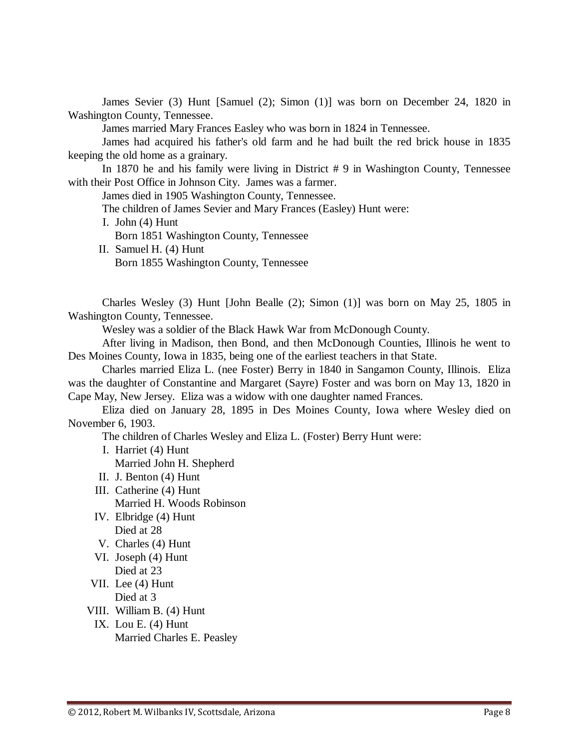James Sevier (3) Hunt [Samuel (2); Simon (1)] was born on December 24, 1820 in Washington County, Tennessee.

James married Mary Frances Easley who was born in 1824 in Tennessee.

James had acquired his father's old farm and he had built the red brick house in 1835 keeping the old home as a grainary.

In 1870 he and his family were living in District # 9 in Washington County, Tennessee with their Post Office in Johnson City. James was a farmer.

James died in 1905 Washington County, Tennessee.

The children of James Sevier and Mary Frances (Easley) Hunt were:

I. John (4) Hunt
   Born 1851 Washington County, Tennessee

II. Samuel H. (4) Hunt
   Born 1855 Washington County, Tennessee

Charles Wesley (3) Hunt [John Bealle (2); Simon (1)] was born on May 25, 1805 in Washington County, Tennessee.

Wesley was a soldier of the Black Hawk War from McDonough County.

After living in Madison, then Bond, and then McDonough Counties, Illinois he went to Des Moines County, Iowa in 1835, being one of the earliest teachers in that State.

Charles married Eliza L. (nee Foster) Berry in 1840 in Sangamon County, Illinois. Eliza was the daughter of Constantine and Margaret (Sayre) Foster and was born on May 13, 1820 in Cape May, New Jersey. Eliza was a widow with one daughter named Frances.

Eliza died on January 28, 1895 in Des Moines County, Iowa where Wesley died on November 6, 1903.

The children of Charles Wesley and Eliza L. (Foster) Berry Hunt were:

I. Harriet (4) Hunt
   Married John H. Shepherd

II. J. Benton (4) Hunt

III. Catherine (4) Hunt
   Married H. Woods Robinson

IV. Elbridge (4) Hunt
   Died at 28

V. Charles (4) Hunt

VI. Joseph (4) Hunt
   Died at 23

VII. Lee (4) Hunt
   Died at 3

VIII. William B. (4) Hunt

IX. Lou E. (4) Hunt
   Married Charles E. Peasley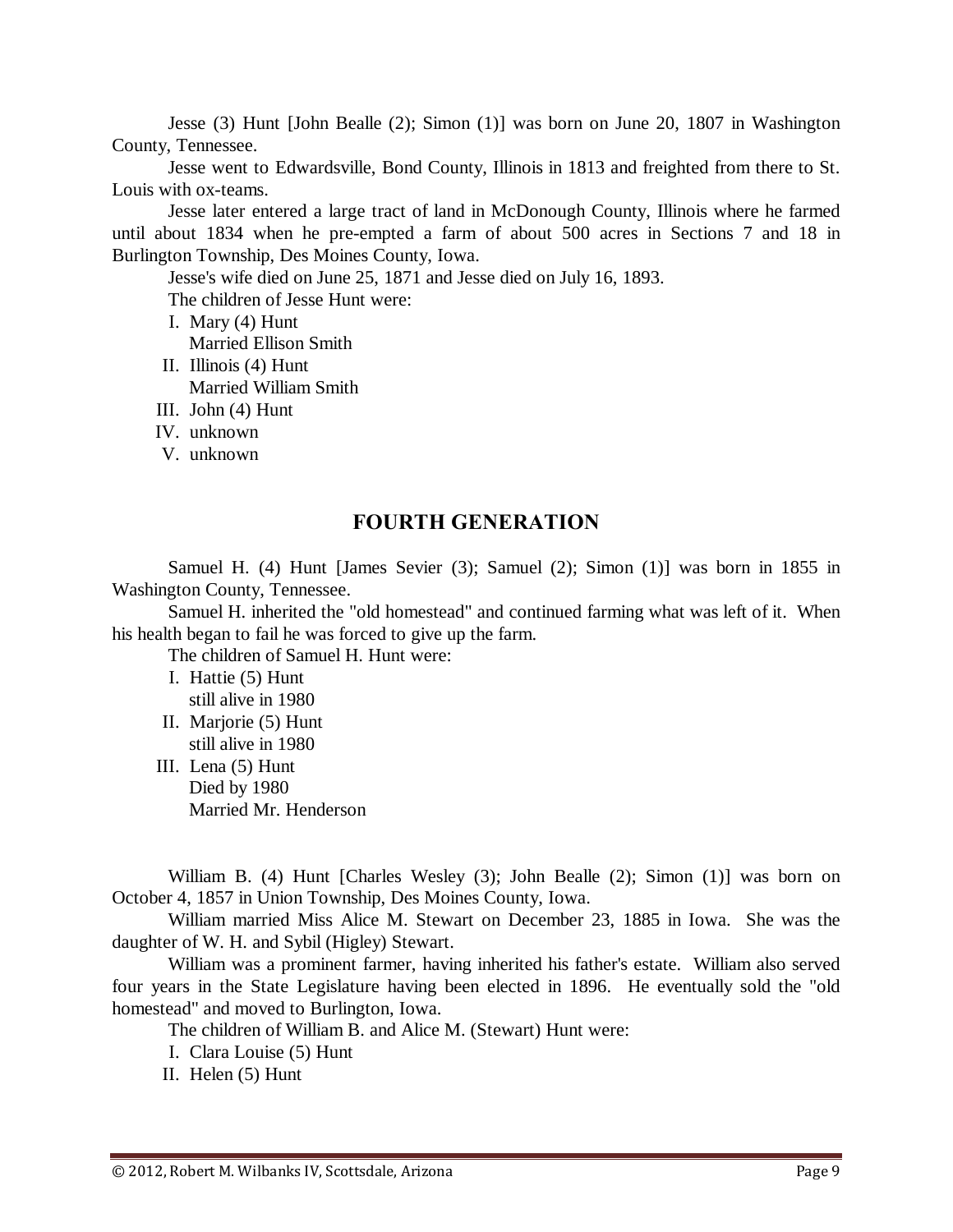Jesse (3) Hunt [John Bealle (2); Simon (1)] was born on June 20, 1807 in Washington County, Tennessee.

Jesse went to Edwardsville, Bond County, Illinois in 1813 and freighted from there to St. Louis with ox-teams.

Jesse later entered a large tract of land in McDonough County, Illinois where he farmed until about 1834 when he pre-empted a farm of about 500 acres in Sections 7 and 18 in Burlington Township, Des Moines County, Iowa.

Jesse's wife died on June 25, 1871 and Jesse died on July 16, 1893.

The children of Jesse Hunt were:

I. Mary (4) Hunt
   Married Ellison Smith
II. Illinois (4) Hunt
   Married William Smith
III. John (4) Hunt
IV. unknown
V. unknown

## FOURTH GENERATION

Samuel H. (4) Hunt [James Sevier (3); Samuel (2); Simon (1)] was born in 1855 in Washington County, Tennessee.

Samuel H. inherited the "old homestead" and continued farming what was left of it. When his health began to fail he was forced to give up the farm.

The children of Samuel H. Hunt were:

I. Hattie (5) Hunt
   still alive in 1980
II. Marjorie (5) Hunt
   still alive in 1980
III. Lena (5) Hunt
   Died by 1980
   Married Mr. Henderson

William B. (4) Hunt [Charles Wesley (3); John Bealle (2); Simon (1)] was born on October 4, 1857 in Union Township, Des Moines County, Iowa.

William married Miss Alice M. Stewart on December 23, 1885 in Iowa. She was the daughter of W. H. and Sybil (Higley) Stewart.

William was a prominent farmer, having inherited his father's estate. William also served four years in the State Legislature having been elected in 1896. He eventually sold the "old homestead" and moved to Burlington, Iowa.

The children of William B. and Alice M. (Stewart) Hunt were:

I. Clara Louise (5) Hunt
II. Helen (5) Hunt